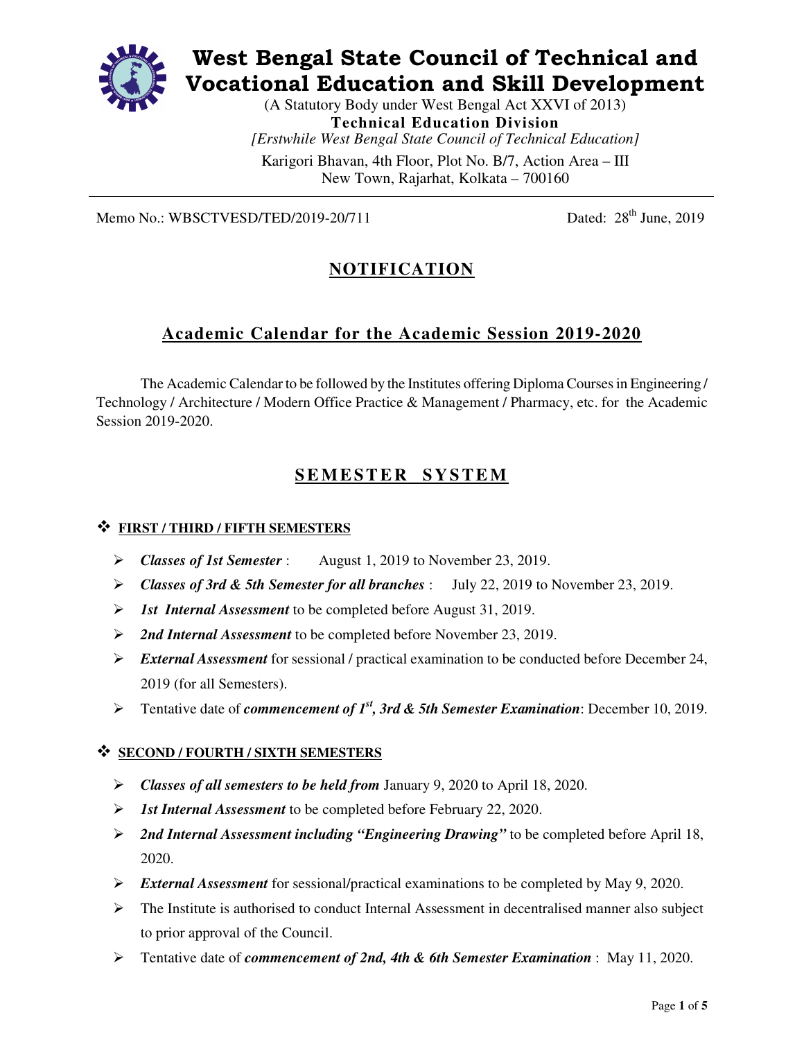# West Bengal State Council of Technical and Vocational Education and Skill Development

(A Statutory Body under West Bengal Act XXVI of 2013)

**Technical Education Division**

*[Erstwhile West Bengal State Council of Technical Education]*

Karigori Bhavan, 4th Floor, Plot No. B/7, Action Area – III
New Town, Rajarhat, Kolkata – 700160

---

Memo No.: WBSCTVESD/TED/2019-20/711 Dated: 28th June, 2019

## NOTIFICATION

## Academic Calendar for the Academic Session 2019-2020

The Academic Calendar to be followed by the Institutes offering Diploma Courses in Engineering / Technology / Architecture / Modern Office Practice & Management / Pharmacy, etc. for the Academic Session 2019-2020.

## SEMESTER SYSTEM

### FIRST / THIRD / FIFTH SEMESTERS

- ***Classes of 1st Semester*** : August 1, 2019 to November 23, 2019.
- ***Classes of 3rd & 5th Semester for all branches*** : July 22, 2019 to November 23, 2019.
- ***1st Internal Assessment*** to be completed before August 31, 2019.
- ***2nd Internal Assessment*** to be completed before November 23, 2019.
- ***External Assessment*** for sessional / practical examination to be conducted before December 24, 2019 (for all Semesters).
- Tentative date of ***commencement of 1st, 3rd & 5th Semester Examination***: December 10, 2019.

### SECOND / FOURTH / SIXTH SEMESTERS

- ***Classes of all semesters to be held from*** January 9, 2020 to April 18, 2020.
- ***1st Internal Assessment*** to be completed before February 22, 2020.
- ***2nd Internal Assessment including "Engineering Drawing"*** to be completed before April 18, 2020.
- ***External Assessment*** for sessional/practical examinations to be completed by May 9, 2020.
- The Institute is authorised to conduct Internal Assessment in decentralised manner also subject to prior approval of the Council.
- Tentative date of ***commencement of 2nd, 4th & 6th Semester Examination*** : May 11, 2020.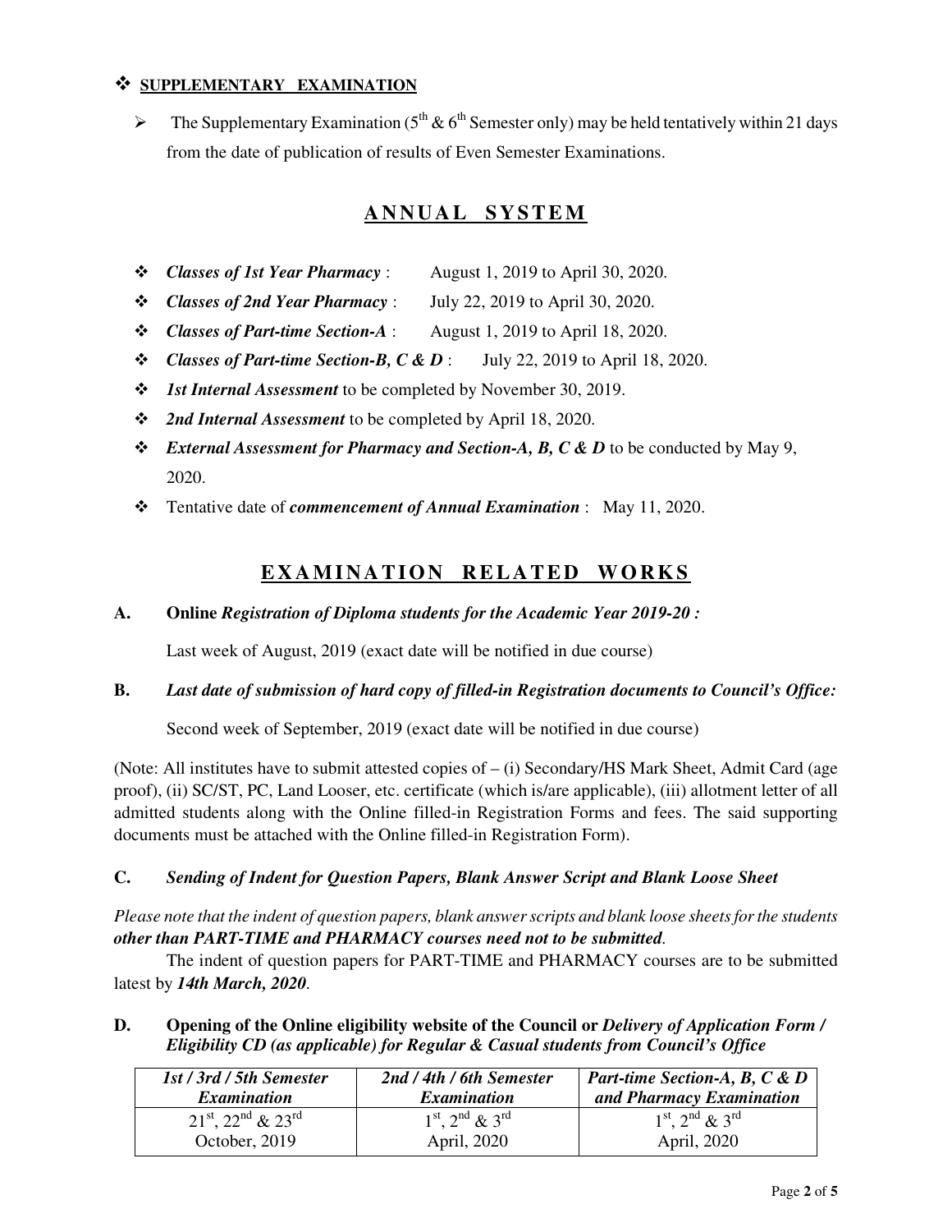- ❖ **SUPPLEMENTARY EXAMINATION**

  - ➢ The Supplementary Examination (5th & 6th Semester only) may be held tentatively within 21 days from the date of publication of results of Even Semester Examinations.

## ANNUAL SYSTEM

- ❖ ***Classes of 1st Year Pharmacy*** : August 1, 2019 to April 30, 2020.
- ❖ ***Classes of 2nd Year Pharmacy*** : July 22, 2019 to April 30, 2020.
- ❖ ***Classes of Part-time Section-A*** : August 1, 2019 to April 18, 2020.
- ❖ ***Classes of Part-time Section-B, C & D*** : July 22, 2019 to April 18, 2020.
- ❖ ***1st Internal Assessment*** to be completed by November 30, 2019.
- ❖ ***2nd Internal Assessment*** to be completed by April 18, 2020.
- ❖ ***External Assessment for Pharmacy and Section-A, B, C & D*** to be conducted by May 9, 2020.
- ❖ Tentative date of ***commencement of Annual Examination*** : May 11, 2020.

## EXAMINATION RELATED WORKS

**A. Online** ***Registration of Diploma students for the Academic Year 2019-20 :***

Last week of August, 2019 (exact date will be notified in due course)

**B.** ***Last date of submission of hard copy of filled-in Registration documents to Council's Office:***

Second week of September, 2019 (exact date will be notified in due course)

(Note: All institutes have to submit attested copies of – (i) Secondary/HS Mark Sheet, Admit Card (age proof), (ii) SC/ST, PC, Land Looser, etc. certificate (which is/are applicable), (iii) allotment letter of all admitted students along with the Online filled-in Registration Forms and fees. The said supporting documents must be attached with the Online filled-in Registration Form).

**C.** ***Sending of Indent for Question Papers, Blank Answer Script and Blank Loose Sheet***

*Please note that the indent of question papers, blank answer scripts and blank loose sheets for the students **other than PART-TIME and PHARMACY courses need not to be submitted**.*

The indent of question papers for PART-TIME and PHARMACY courses are to be submitted latest by ***14th March, 2020***.

**D. Opening of the Online eligibility website of the Council or** ***Delivery of Application Form / Eligibility CD (as applicable) for Regular & Casual students from Council's Office***

| *1st / 3rd / 5th Semester Examination* | *2nd / 4th / 6th Semester Examination* | *Part-time Section-A, B, C & D and Pharmacy Examination* |
|---|---|---|
| 21st, 22nd & 23rd October, 2019 | 1st, 2nd & 3rd April, 2020 | 1st, 2nd & 3rd April, 2020 |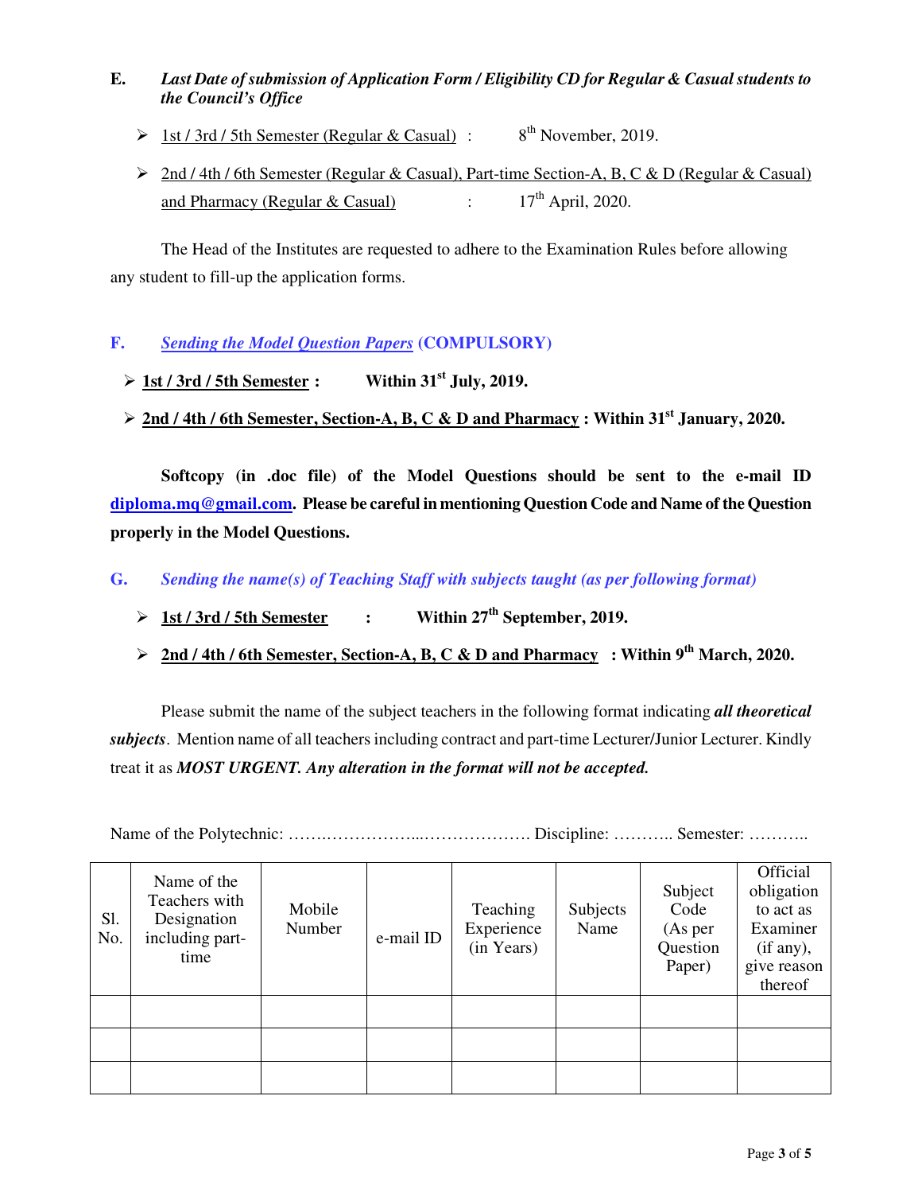**E.** ***Last Date of submission of Application Form / Eligibility CD for Regular & Casual students to the Council's Office***

- 1st / 3rd / 5th Semester (Regular & Casual) : 8th November, 2019.
- 2nd / 4th / 6th Semester (Regular & Casual), Part-time Section-A, B, C & D (Regular & Casual) and Pharmacy (Regular & Casual) : 17th April, 2020.

The Head of the Institutes are requested to adhere to the Examination Rules before allowing any student to fill-up the application forms.

**F.** ***Sending the Model Question Papers*** **(COMPULSORY)**

- **1st / 3rd / 5th Semester : Within 31st July, 2019.**
- **2nd / 4th / 6th Semester, Section-A, B, C & D and Pharmacy : Within 31st January, 2020.**

**Softcopy (in .doc file) of the Model Questions should be sent to the e-mail ID diploma.mq@gmail.com. Please be careful in mentioning Question Code and Name of the Question properly in the Model Questions.**

**G.** ***Sending the name(s) of Teaching Staff with subjects taught (as per following format)***

- **1st / 3rd / 5th Semester : Within 27th September, 2019.**
- **2nd / 4th / 6th Semester, Section-A, B, C & D and Pharmacy : Within 9th March, 2020.**

Please submit the name of the subject teachers in the following format indicating ***all theoretical subjects***. Mention name of all teachers including contract and part-time Lecturer/Junior Lecturer. Kindly treat it as ***MOST URGENT. Any alteration in the format will not be accepted.***

Name of the Polytechnic: ……..……………...………………. Discipline: ……….. Semester: ………..

| Sl. No. | Name of the Teachers with Designation including part-time | Mobile Number | e-mail ID | Teaching Experience (in Years) | Subjects Name | Subject Code (As per Question Paper) | Official obligation to act as Examiner (if any), give reason thereof |
|---|---|---|---|---|---|---|---|
| | | | | | | | |
| | | | | | | | |
| | | | | | | | |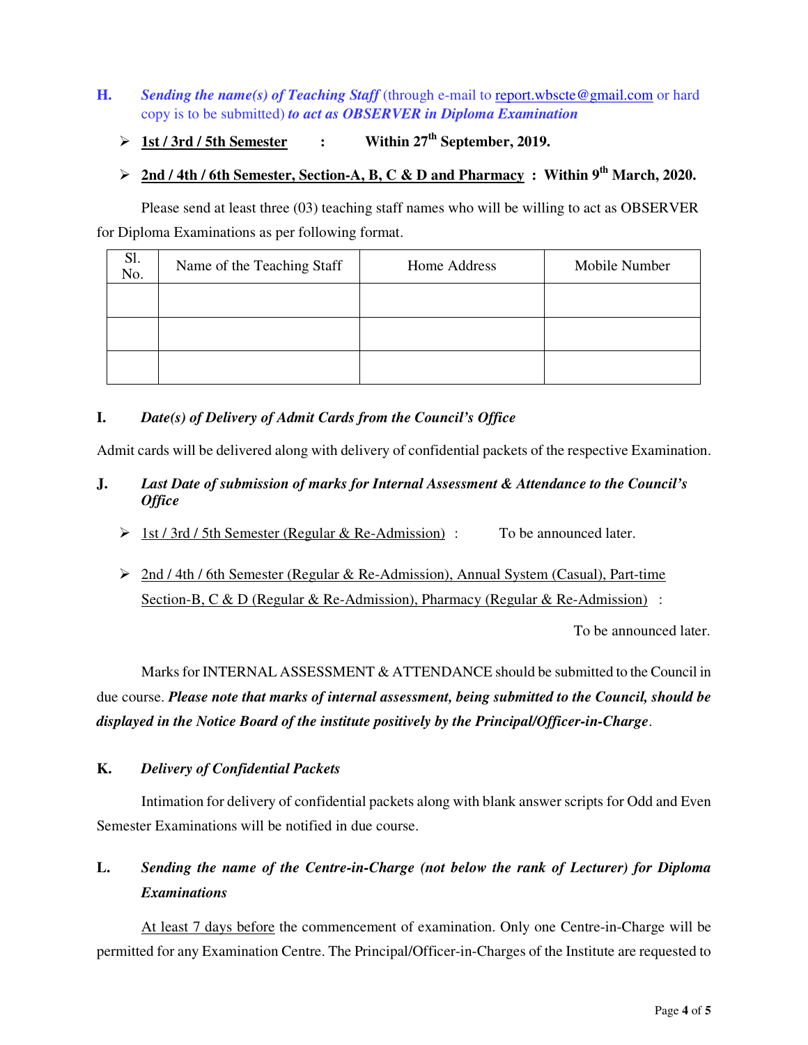**H.** ***Sending the name(s) of Teaching Staff*** (through e-mail to report.wbscte@gmail.com or hard copy is to be submitted) ***to act as OBSERVER in Diploma Examination***

- **1st / 3rd / 5th Semester : Within 27th September, 2019.**
- **2nd / 4th / 6th Semester, Section-A, B, C & D and Pharmacy : Within 9th March, 2020.**

Please send at least three (03) teaching staff names who will be willing to act as OBSERVER for Diploma Examinations as per following format.

| Sl. No. | Name of the Teaching Staff | Home Address | Mobile Number |
|---|---|---|---|
| | | | |
| | | | |
| | | | |

**I.** ***Date(s) of Delivery of Admit Cards from the Council's Office***

Admit cards will be delivered along with delivery of confidential packets of the respective Examination.

**J.** ***Last Date of submission of marks for Internal Assessment & Attendance to the Council's Office***

- 1st / 3rd / 5th Semester (Regular & Re-Admission) : To be announced later.
- 2nd / 4th / 6th Semester (Regular & Re-Admission), Annual System (Casual), Part-time Section-B, C & D (Regular & Re-Admission), Pharmacy (Regular & Re-Admission) : To be announced later.

Marks for INTERNAL ASSESSMENT & ATTENDANCE should be submitted to the Council in due course. ***Please note that marks of internal assessment, being submitted to the Council, should be displayed in the Notice Board of the institute positively by the Principal/Officer-in-Charge***.

**K.** ***Delivery of Confidential Packets***

Intimation for delivery of confidential packets along with blank answer scripts for Odd and Even Semester Examinations will be notified in due course.

**L.** ***Sending the name of the Centre-in-Charge (not below the rank of Lecturer) for Diploma Examinations***

At least 7 days before the commencement of examination. Only one Centre-in-Charge will be permitted for any Examination Centre. The Principal/Officer-in-Charges of the Institute are requested to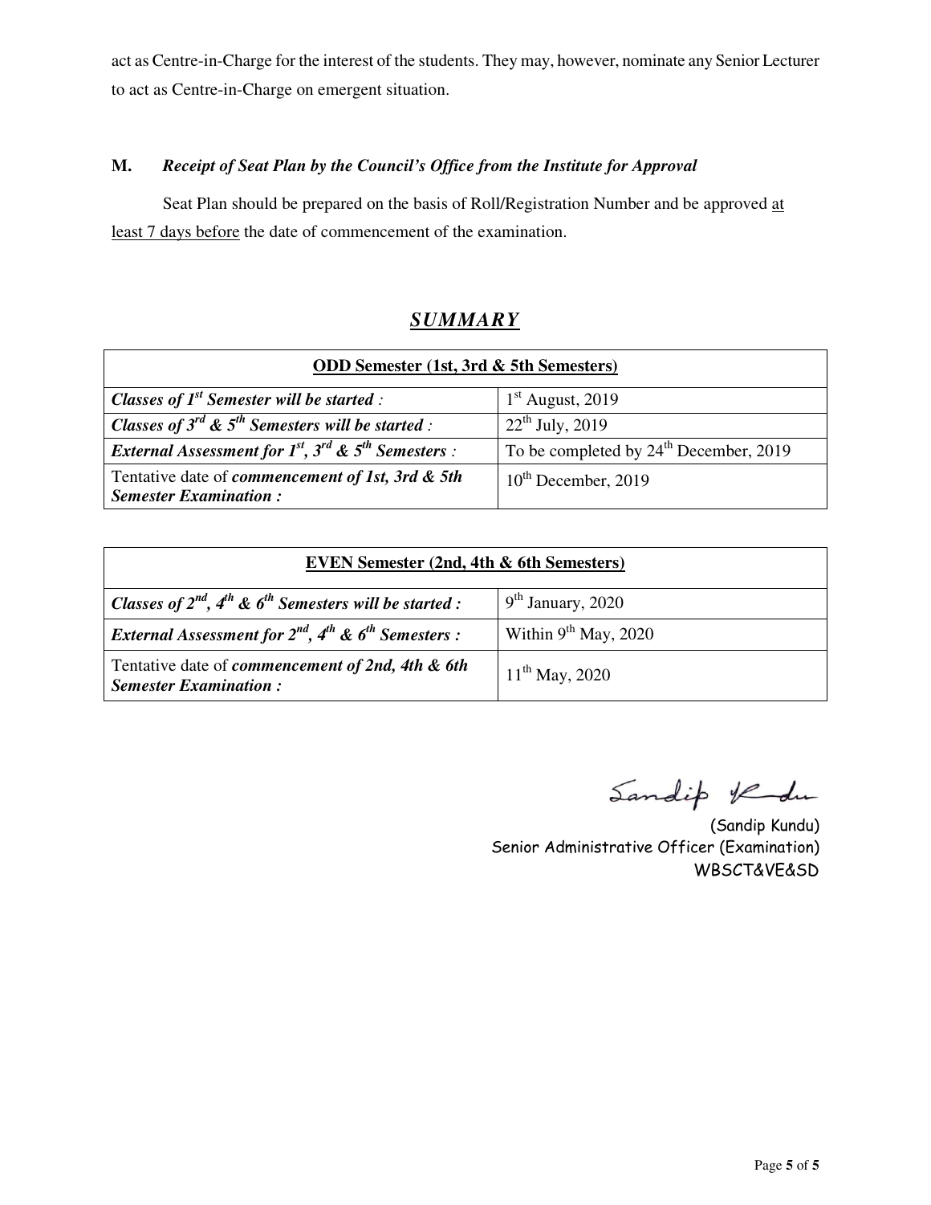act as Centre-in-Charge for the interest of the students. They may, however, nominate any Senior Lecturer to act as Centre-in-Charge on emergent situation.

**M.** ***Receipt of Seat Plan by the Council's Office from the Institute for Approval***

Seat Plan should be prepared on the basis of Roll/Registration Number and be approved at least 7 days before the date of commencement of the examination.

## ***SUMMARY***

| **ODD Semester (1st, 3rd & 5th Semesters)** | |
|---|---|
| ***Classes of 1st Semester will be started :*** | 1st August, 2019 |
| ***Classes of 3rd & 5th Semesters will be started :*** | 22th July, 2019 |
| ***External Assessment for 1st, 3rd & 5th Semesters :*** | To be completed by 24th December, 2019 |
| Tentative date of ***commencement of 1st, 3rd & 5th Semester Examination :*** | 10th December, 2019 |

| **EVEN Semester (2nd, 4th & 6th Semesters)** | |
|---|---|
| ***Classes of 2nd, 4th & 6th Semesters will be started :*** | 9th January, 2020 |
| ***External Assessment for 2nd, 4th & 6th Semesters :*** | Within 9th May, 2020 |
| Tentative date of ***commencement of 2nd, 4th & 6th Semester Examination :*** | 11th May, 2020 |

Sandip Kundu

(Sandip Kundu)
Senior Administrative Officer (Examination)
WBSCT&VE&SD